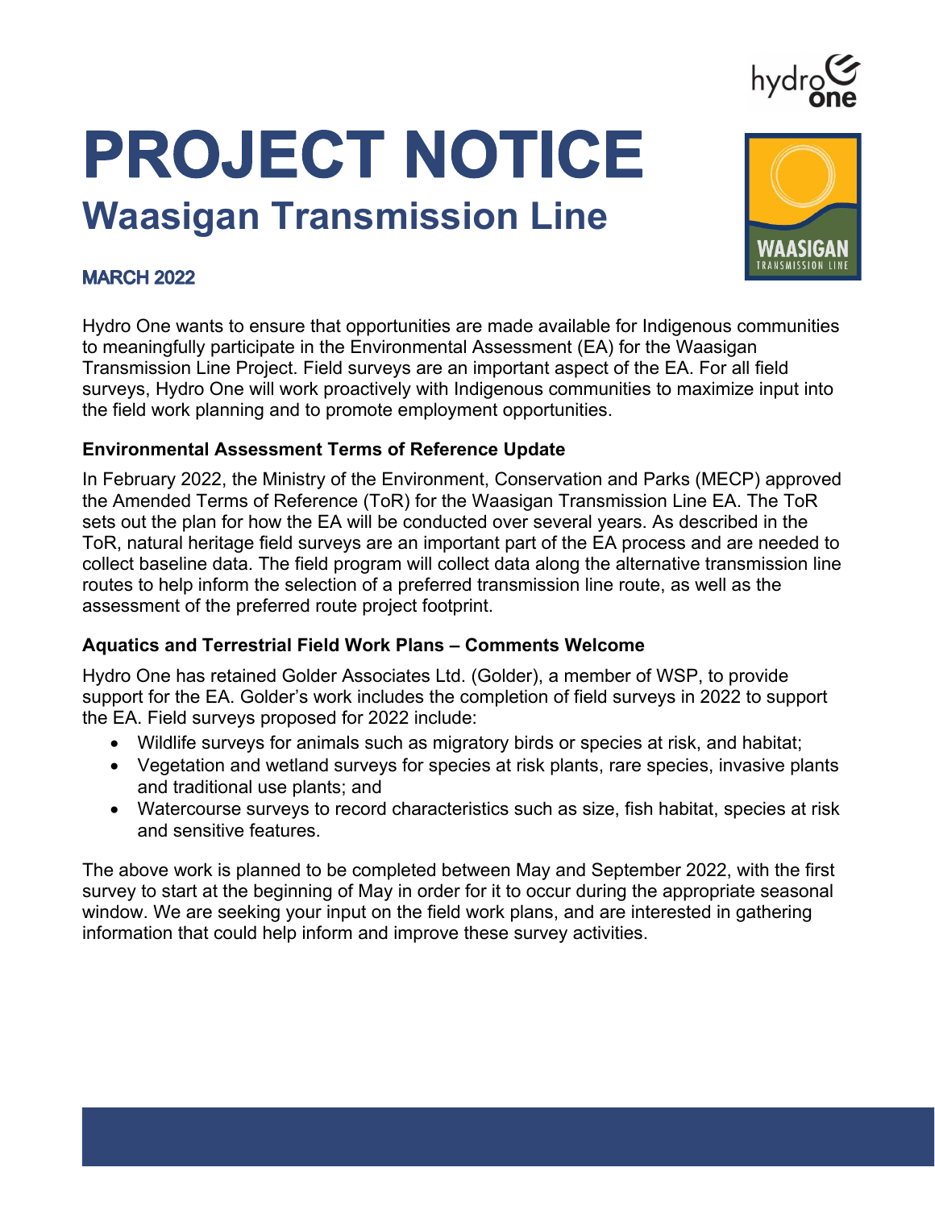# PROJECT NOTICE

## Waasigan Transmission Line

**MARCH 2022**

Hydro One wants to ensure that opportunities are made available for Indigenous communities to meaningfully participate in the Environmental Assessment (EA) for the Waasigan Transmission Line Project. Field surveys are an important aspect of the EA. For all field surveys, Hydro One will work proactively with Indigenous communities to maximize input into the field work planning and to promote employment opportunities.

### Environmental Assessment Terms of Reference Update

In February 2022, the Ministry of the Environment, Conservation and Parks (MECP) approved the Amended Terms of Reference (ToR) for the Waasigan Transmission Line EA. The ToR sets out the plan for how the EA will be conducted over several years. As described in the ToR, natural heritage field surveys are an important part of the EA process and are needed to collect baseline data. The field program will collect data along the alternative transmission line routes to help inform the selection of a preferred transmission line route, as well as the assessment of the preferred route project footprint.

### Aquatics and Terrestrial Field Work Plans – Comments Welcome

Hydro One has retained Golder Associates Ltd. (Golder), a member of WSP, to provide support for the EA. Golder's work includes the completion of field surveys in 2022 to support the EA. Field surveys proposed for 2022 include:

- Wildlife surveys for animals such as migratory birds or species at risk, and habitat;
- Vegetation and wetland surveys for species at risk plants, rare species, invasive plants and traditional use plants; and
- Watercourse surveys to record characteristics such as size, fish habitat, species at risk and sensitive features.

The above work is planned to be completed between May and September 2022, with the first survey to start at the beginning of May in order for it to occur during the appropriate seasonal window. We are seeking your input on the field work plans, and are interested in gathering information that could help inform and improve these survey activities.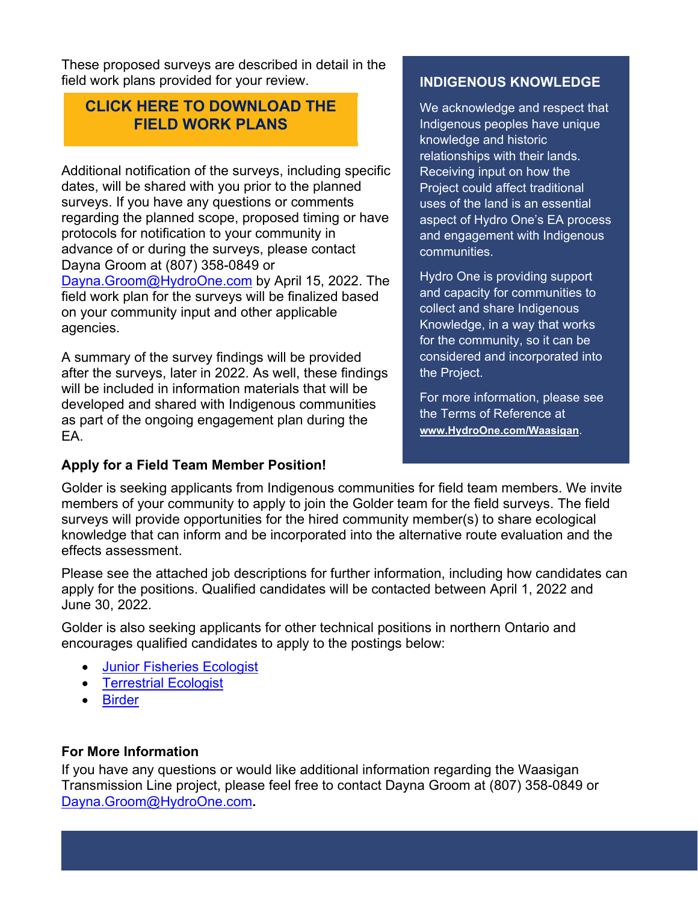These proposed surveys are described in detail in the field work plans provided for your review.

**CLICK HERE TO DOWNLOAD THE FIELD WORK PLANS**

Additional notification of the surveys, including specific dates, will be shared with you prior to the planned surveys. If you have any questions or comments regarding the planned scope, proposed timing or have protocols for notification to your community in advance of or during the surveys, please contact Dayna Groom at (807) 358-0849 or Dayna.Groom@HydroOne.com by April 15, 2022. The field work plan for the surveys will be finalized based on your community input and other applicable agencies.

A summary of the survey findings will be provided after the surveys, later in 2022. As well, these findings will be included in information materials that will be developed and shared with Indigenous communities as part of the ongoing engagement plan during the EA.

## INDIGENOUS KNOWLEDGE

We acknowledge and respect that Indigenous peoples have unique knowledge and historic relationships with their lands. Receiving input on how the Project could affect traditional uses of the land is an essential aspect of Hydro One's EA process and engagement with Indigenous communities.

Hydro One is providing support and capacity for communities to collect and share Indigenous Knowledge, in a way that works for the community, so it can be considered and incorporated into the Project.

For more information, please see the Terms of Reference at **www.HydroOne.com/Waasigan**.

### Apply for a Field Team Member Position!

Golder is seeking applicants from Indigenous communities for field team members. We invite members of your community to apply to join the Golder team for the field surveys. The field surveys will provide opportunities for the hired community member(s) to share ecological knowledge that can inform and be incorporated into the alternative route evaluation and the effects assessment.

Please see the attached job descriptions for further information, including how candidates can apply for the positions. Qualified candidates will be contacted between April 1, 2022 and June 30, 2022.

Golder is also seeking applicants for other technical positions in northern Ontario and encourages qualified candidates to apply to the postings below:

- Junior Fisheries Ecologist
- Terrestrial Ecologist
- Birder

### For More Information

If you have any questions or would like additional information regarding the Waasigan Transmission Line project, please feel free to contact Dayna Groom at (807) 358-0849 or Dayna.Groom@HydroOne.com.